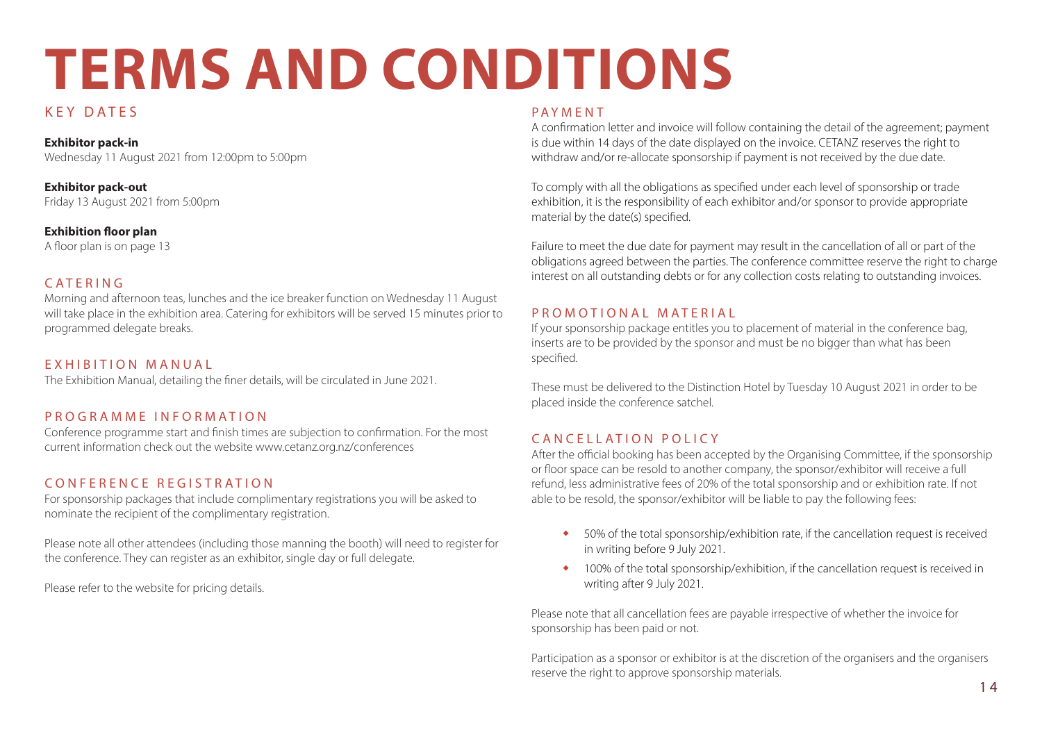# TERMS AND CONDITIONS

## KEY DATES

**Exhibitor pack-in**
Wednesday 11 August 2021 from 12:00pm to 5:00pm

**Exhibitor pack-out**
Friday 13 August 2021 from 5:00pm

**Exhibition floor plan**
A floor plan is on page 13

## CATERING

Morning and afternoon teas, lunches and the ice breaker function on Wednesday 11 August will take place in the exhibition area. Catering for exhibitors will be served 15 minutes prior to programmed delegate breaks.

## EXHIBITION MANUAL

The Exhibition Manual, detailing the finer details, will be circulated in June 2021.

## PROGRAMME INFORMATION

Conference programme start and finish times are subjection to confirmation. For the most current information check out the website www.cetanz.org.nz/conferences

## CONFERENCE REGISTRATION

For sponsorship packages that include complimentary registrations you will be asked to nominate the recipient of the complimentary registration.

Please note all other attendees (including those manning the booth) will need to register for the conference. They can register as an exhibitor, single day or full delegate.

Please refer to the website for pricing details.

## PAYMENT

A confirmation letter and invoice will follow containing the detail of the agreement; payment is due within 14 days of the date displayed on the invoice. CETANZ reserves the right to withdraw and/or re-allocate sponsorship if payment is not received by the due date.

To comply with all the obligations as specified under each level of sponsorship or trade exhibition, it is the responsibility of each exhibitor and/or sponsor to provide appropriate material by the date(s) specified.

Failure to meet the due date for payment may result in the cancellation of all or part of the obligations agreed between the parties. The conference committee reserve the right to charge interest on all outstanding debts or for any collection costs relating to outstanding invoices.

## PROMOTIONAL MATERIAL

If your sponsorship package entitles you to placement of material in the conference bag, inserts are to be provided by the sponsor and must be no bigger than what has been specified.

These must be delivered to the Distinction Hotel by Tuesday 10 August 2021 in order to be placed inside the conference satchel.

## CANCELLATION POLICY

After the official booking has been accepted by the Organising Committee, if the sponsorship or floor space can be resold to another company, the sponsor/exhibitor will receive a full refund, less administrative fees of 20% of the total sponsorship and or exhibition rate. If not able to be resold, the sponsor/exhibitor will be liable to pay the following fees:

- 50% of the total sponsorship/exhibition rate, if the cancellation request is received in writing before 9 July 2021.
- 100% of the total sponsorship/exhibition, if the cancellation request is received in writing after 9 July 2021.

Please note that all cancellation fees are payable irrespective of whether the invoice for sponsorship has been paid or not.

Participation as a sponsor or exhibitor is at the discretion of the organisers and the organisers reserve the right to approve sponsorship materials.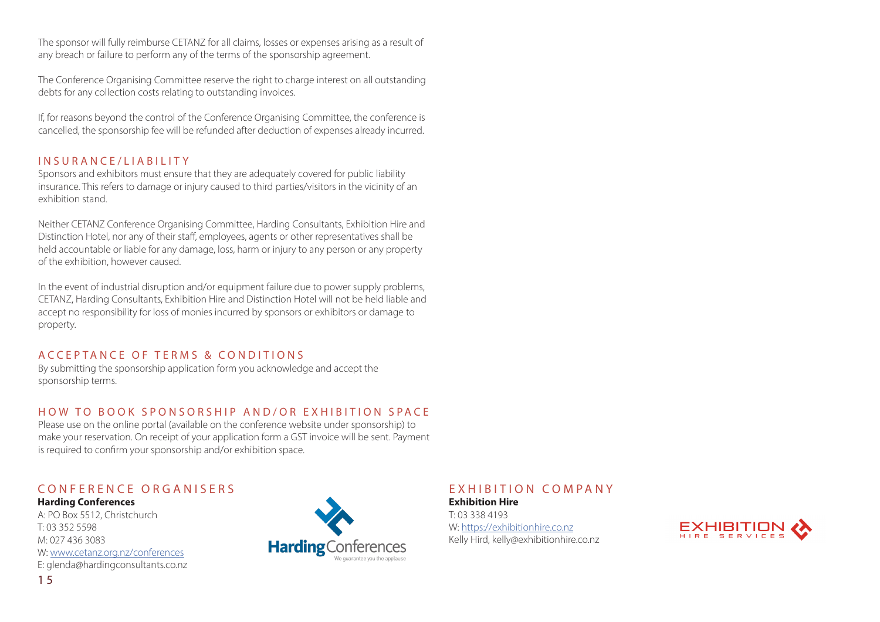The sponsor will fully reimburse CETANZ for all claims, losses or expenses arising as a result of any breach or failure to perform any of the terms of the sponsorship agreement.

The Conference Organising Committee reserve the right to charge interest on all outstanding debts for any collection costs relating to outstanding invoices.

If, for reasons beyond the control of the Conference Organising Committee, the conference is cancelled, the sponsorship fee will be refunded after deduction of expenses already incurred.

## INSURANCE/LIABILITY

Sponsors and exhibitors must ensure that they are adequately covered for public liability insurance. This refers to damage or injury caused to third parties/visitors in the vicinity of an exhibition stand.

Neither CETANZ Conference Organising Committee, Harding Consultants, Exhibition Hire and Distinction Hotel, nor any of their staff, employees, agents or other representatives shall be held accountable or liable for any damage, loss, harm or injury to any person or any property of the exhibition, however caused.

In the event of industrial disruption and/or equipment failure due to power supply problems, CETANZ, Harding Consultants, Exhibition Hire and Distinction Hotel will not be held liable and accept no responsibility for loss of monies incurred by sponsors or exhibitors or damage to property.

## ACCEPTANCE OF TERMS & CONDITIONS

By submitting the sponsorship application form you acknowledge and accept the sponsorship terms.

## HOW TO BOOK SPONSORSHIP AND/OR EXHIBITION SPACE

Please use on the online portal (available on the conference website under sponsorship) to make your reservation. On receipt of your application form a GST invoice will be sent. Payment is required to confirm your sponsorship and/or exhibition space.

## CONFERENCE ORGANISERS

**Harding Conferences**
A: PO Box 5512, Christchurch
T: 03 352 5598
M: 027 436 3083
W: www.cetanz.org.nz/conferences
E: glenda@hardingconsultants.co.nz

## EXHIBITION COMPANY

**Exhibition Hire**
T: 03 338 4193
W: https://exhibitionhire.co.nz
Kelly Hird, kelly@exhibitionhire.co.nz